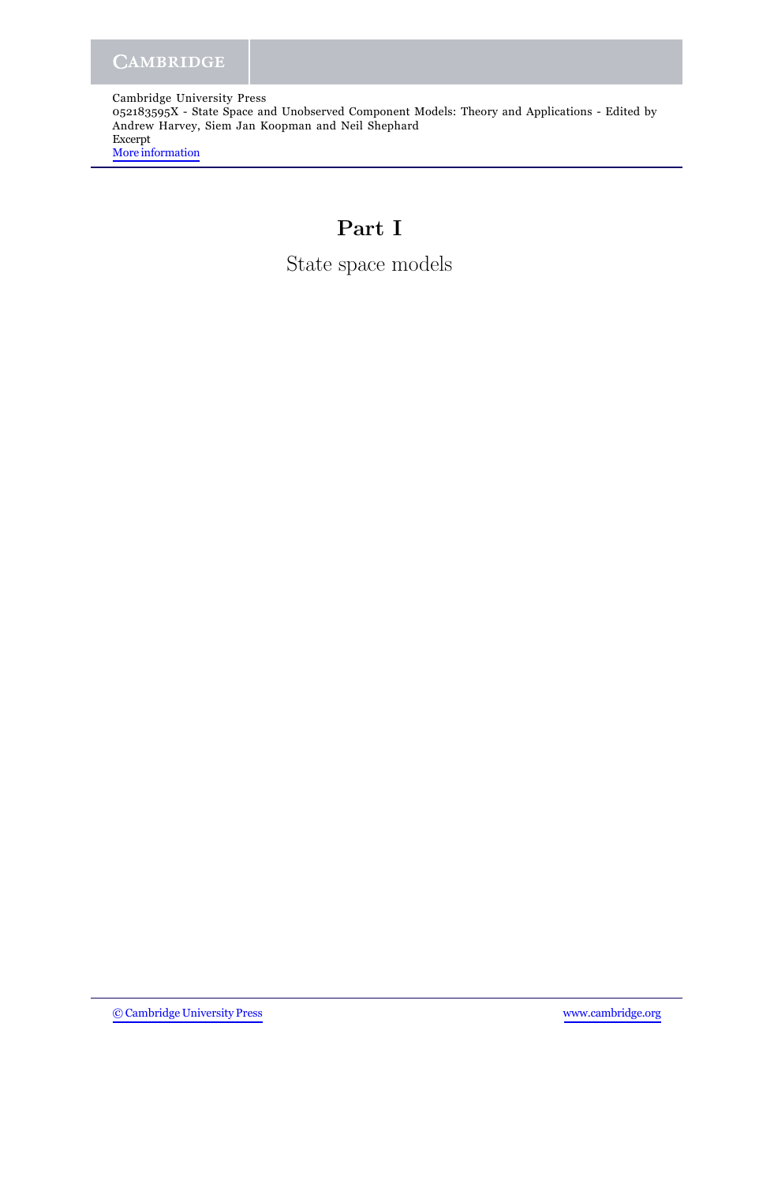# Part I

State space models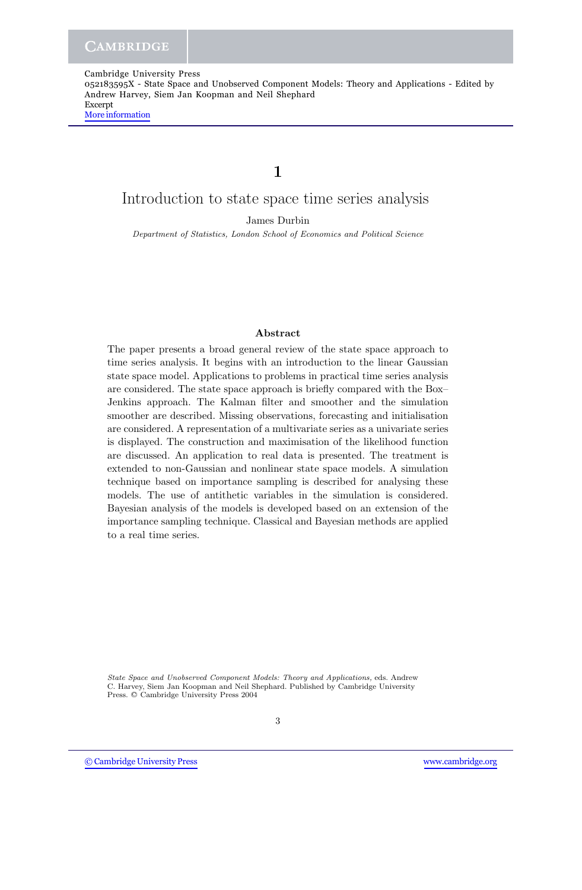# 1

# Introduction to state space time series analysis

James Durbin

*Department of Statistics, London School of Economics and Political Science*

### Abstract

The paper presents a broad general review of the state space approach to time series analysis. It begins with an introduction to the linear Gaussian state space model. Applications to problems in practical time series analysis are considered. The state space approach is briefly compared with the Box–Jenkins approach. The Kalman filter and smoother and the simulation smoother are described. Missing observations, forecasting and initialisation are considered. A representation of a multivariate series as a univariate series is displayed. The construction and maximisation of the likelihood function are discussed. An application to real data is presented. The treatment is extended to non-Gaussian and nonlinear state space models. A simulation technique based on importance sampling is described for analysing these models. The use of antithetic variables in the simulation is considered. Bayesian analysis of the models is developed based on an extension of the importance sampling technique. Classical and Bayesian methods are applied to a real time series.

*State Space and Unobserved Component Models: Theory and Applications*, eds. Andrew C. Harvey, Siem Jan Koopman and Neil Shephard. Published by Cambridge University Press. © Cambridge University Press 2004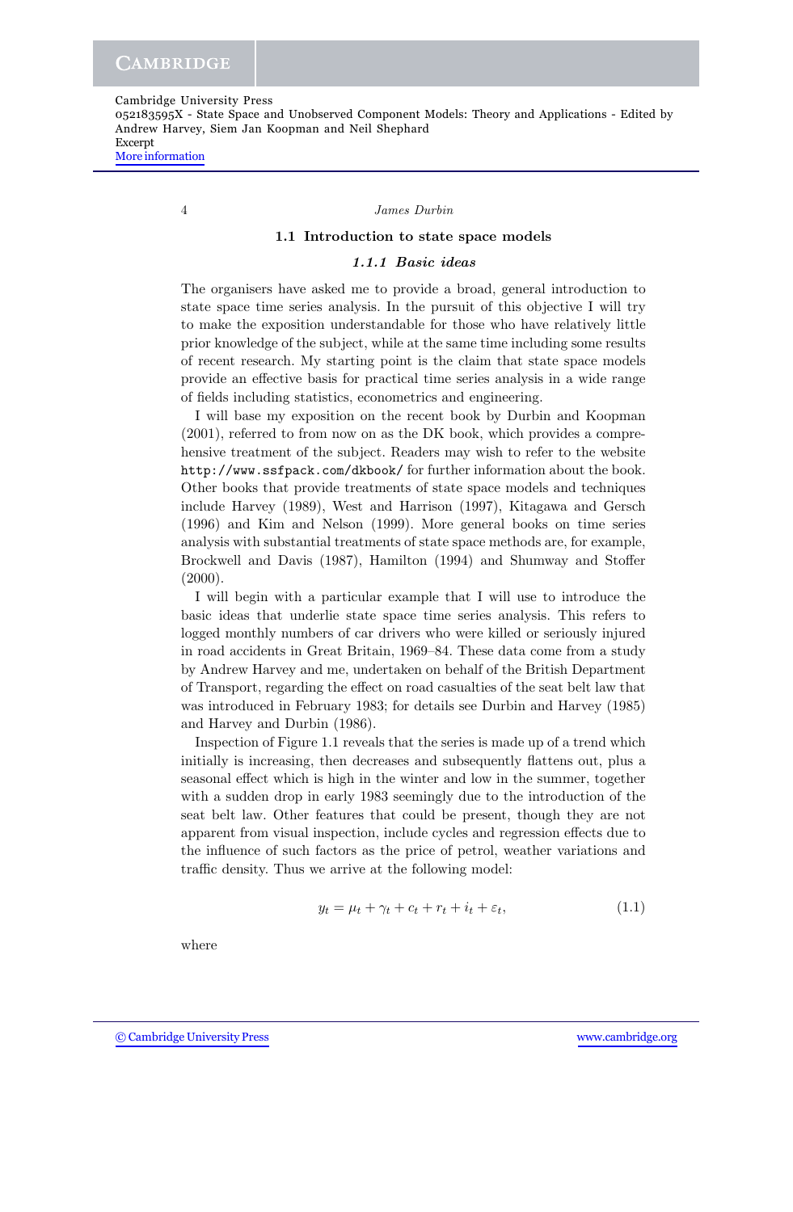## 1.1 Introduction to state space models

### *1.1.1 Basic ideas*

The organisers have asked me to provide a broad, general introduction to state space time series analysis. In the pursuit of this objective I will try to make the exposition understandable for those who have relatively little prior knowledge of the subject, while at the same time including some results of recent research. My starting point is the claim that state space models provide an effective basis for practical time series analysis in a wide range of fields including statistics, econometrics and engineering.

I will base my exposition on the recent book by Durbin and Koopman (2001), referred to from now on as the DK book, which provides a comprehensive treatment of the subject. Readers may wish to refer to the website `http://www.ssfpack.com/dkbook/` for further information about the book. Other books that provide treatments of state space models and techniques include Harvey (1989), West and Harrison (1997), Kitagawa and Gersch (1996) and Kim and Nelson (1999). More general books on time series analysis with substantial treatments of state space methods are, for example, Brockwell and Davis (1987), Hamilton (1994) and Shumway and Stoffer (2000).

I will begin with a particular example that I will use to introduce the basic ideas that underlie state space time series analysis. This refers to logged monthly numbers of car drivers who were killed or seriously injured in road accidents in Great Britain, 1969–84. These data come from a study by Andrew Harvey and me, undertaken on behalf of the British Department of Transport, regarding the effect on road casualties of the seat belt law that was introduced in February 1983; for details see Durbin and Harvey (1985) and Harvey and Durbin (1986).

Inspection of Figure 1.1 reveals that the series is made up of a trend which initially is increasing, then decreases and subsequently flattens out, plus a seasonal effect which is high in the winter and low in the summer, together with a sudden drop in early 1983 seemingly due to the introduction of the seat belt law. Other features that could be present, though they are not apparent from visual inspection, include cycles and regression effects due to the influence of such factors as the price of petrol, weather variations and traffic density. Thus we arrive at the following model:

$$y_t = \mu_t + \gamma_t + c_t + r_t + i_t + \varepsilon_t, \tag{1.1}$$

where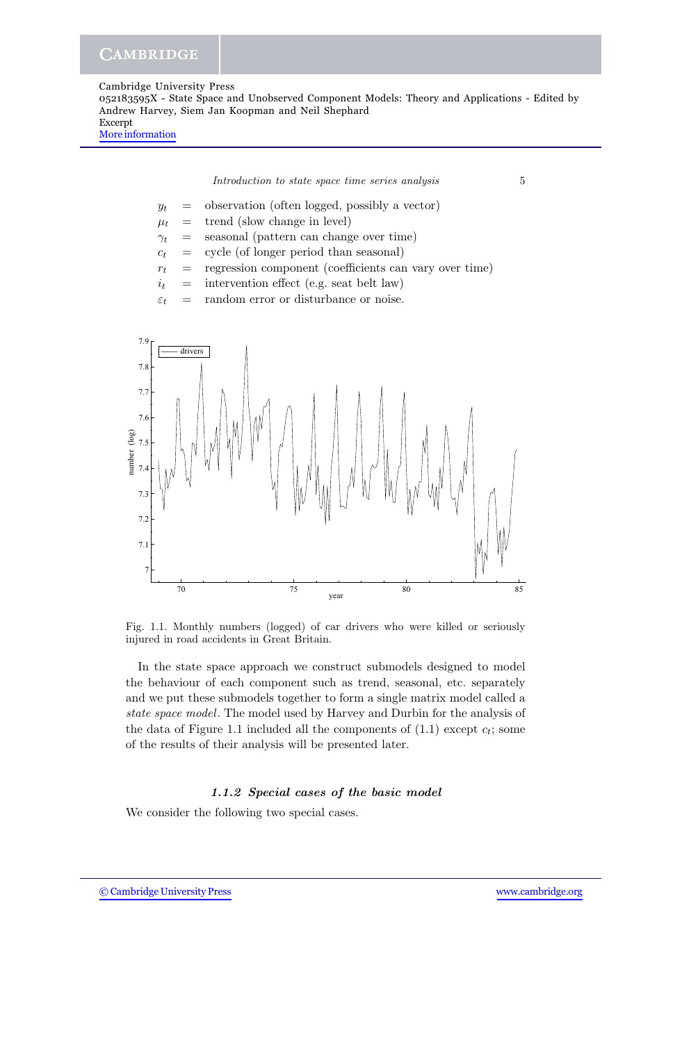$y_t$ = observation (often logged, possibly a vector)
$\mu_t$ = trend (slow change in level)
$\gamma_t$ = seasonal (pattern can change over time)
$c_t$ = cycle (of longer period than seasonal)
$r_t$ = regression component (coefficients can vary over time)
$i_t$ = intervention effect (e.g. seat belt law)
$\varepsilon_t$ = random error or disturbance or noise.

Fig. 1.1. Monthly numbers (logged) of car drivers who were killed or seriously injured in road accidents in Great Britain.

In the state space approach we construct submodels designed to model the behaviour of each component such as trend, seasonal, etc. separately and we put these submodels together to form a single matrix model called a *state space model*. The model used by Harvey and Durbin for the analysis of the data of Figure 1.1 included all the components of (1.1) except $c_t$; some of the results of their analysis will be presented later.

### *1.1.2 Special cases of the basic model*

We consider the following two special cases.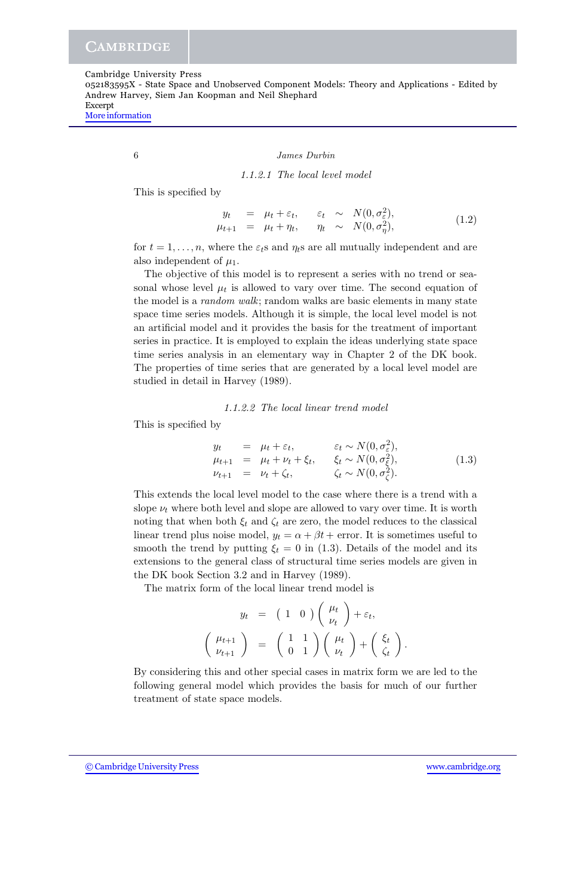#### 1.1.2.1 *The local level model*

This is specified by

$$
\begin{aligned}
y_t &= \mu_t + \varepsilon_t, \qquad \varepsilon_t \sim N(0, \sigma_\varepsilon^2), \\
\mu_{t+1} &= \mu_t + \eta_t, \qquad \eta_t \sim N(0, \sigma_\eta^2),
\end{aligned}
\tag{1.2}
$$

for $t = 1, \ldots, n$, where the $\varepsilon_t$s and $\eta_t$s are all mutually independent and are also independent of $\mu_1$.

The objective of this model is to represent a series with no trend or seasonal whose level $\mu_t$ is allowed to vary over time. The second equation of the model is a *random walk*; random walks are basic elements in many state space time series models. Although it is simple, the local level model is not an artificial model and it provides the basis for the treatment of important series in practice. It is employed to explain the ideas underlying state space time series analysis in an elementary way in Chapter 2 of the DK book. The properties of time series that are generated by a local level model are studied in detail in Harvey (1989).

#### 1.1.2.2 *The local linear trend model*

This is specified by

$$
\begin{aligned}
y_t &= \mu_t + \varepsilon_t, & \varepsilon_t &\sim N(0, \sigma_\varepsilon^2), \\
\mu_{t+1} &= \mu_t + \nu_t + \xi_t, & \xi_t &\sim N(0, \sigma_\xi^2), \\
\nu_{t+1} &= \nu_t + \zeta_t, & \zeta_t &\sim N(0, \sigma_\zeta^2).
\end{aligned}
\tag{1.3}
$$

This extends the local level model to the case where there is a trend with a slope $\nu_t$ where both level and slope are allowed to vary over time. It is worth noting that when both $\xi_t$ and $\zeta_t$ are zero, the model reduces to the classical linear trend plus noise model, $y_t = \alpha + \beta t +$ error. It is sometimes useful to smooth the trend by putting $\xi_t = 0$ in (1.3). Details of the model and its extensions to the general class of structural time series models are given in the DK book Section 3.2 and in Harvey (1989).

The matrix form of the local linear trend model is

$$
\begin{aligned}
y_t &= \begin{pmatrix} 1 & 0 \end{pmatrix} \begin{pmatrix} \mu_t \\ \nu_t \end{pmatrix} + \varepsilon_t, \\
\begin{pmatrix} \mu_{t+1} \\ \nu_{t+1} \end{pmatrix} &= \begin{pmatrix} 1 & 1 \\ 0 & 1 \end{pmatrix} \begin{pmatrix} \mu_t \\ \nu_t \end{pmatrix} + \begin{pmatrix} \xi_t \\ \zeta_t \end{pmatrix}.
\end{aligned}
$$

By considering this and other special cases in matrix form we are led to the following general model which provides the basis for much of our further treatment of state space models.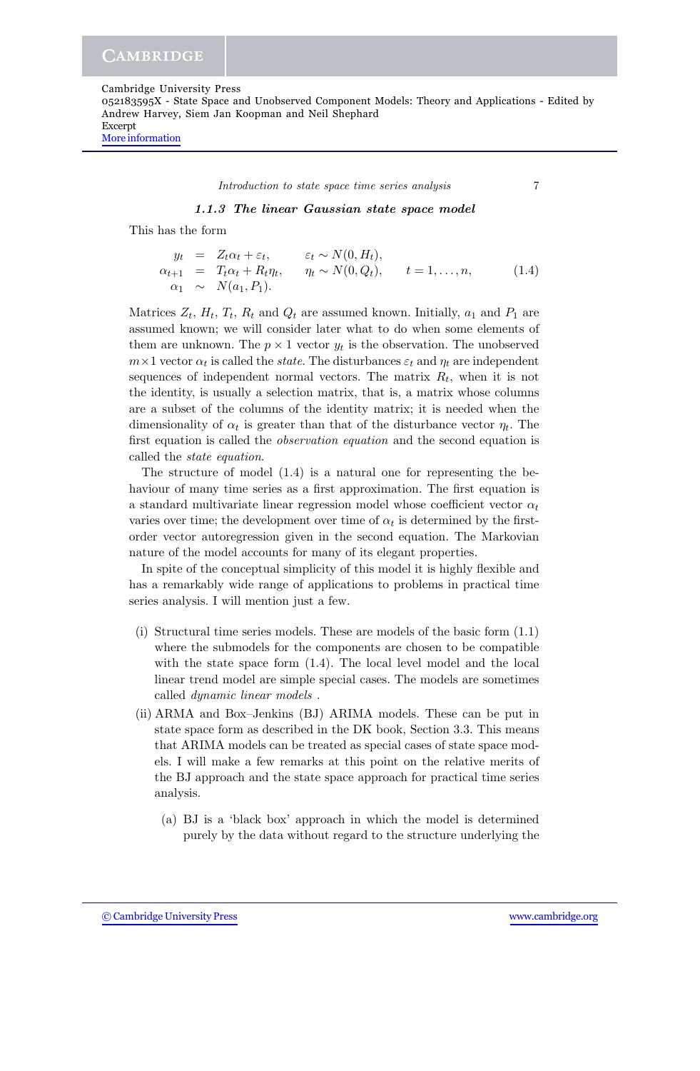### 1.1.3 *The linear Gaussian state space model*

This has the form

$$
\begin{aligned}
y_t &= Z_t \alpha_t + \varepsilon_t, & \varepsilon_t &\sim N(0, H_t), & & \\
\alpha_{t+1} &= T_t \alpha_t + R_t \eta_t, & \eta_t &\sim N(0, Q_t), & t &= 1, \ldots, n, \\
\alpha_1 &\sim N(a_1, P_1). & & & &
\end{aligned} \tag{1.4}
$$

Matrices $Z_t$, $H_t$, $T_t$, $R_t$ and $Q_t$ are assumed known. Initially, $a_1$ and $P_1$ are assumed known; we will consider later what to do when some elements of them are unknown. The $p \times 1$ vector $y_t$ is the observation. The unobserved $m \times 1$ vector $\alpha_t$ is called the *state*. The disturbances $\varepsilon_t$ and $\eta_t$ are independent sequences of independent normal vectors. The matrix $R_t$, when it is not the identity, is usually a selection matrix, that is, a matrix whose columns are a subset of the columns of the identity matrix; it is needed when the dimensionality of $\alpha_t$ is greater than that of the disturbance vector $\eta_t$. The first equation is called the *observation equation* and the second equation is called the *state equation*.

The structure of model (1.4) is a natural one for representing the behaviour of many time series as a first approximation. The first equation is a standard multivariate linear regression model whose coefficient vector $\alpha_t$ varies over time; the development over time of $\alpha_t$ is determined by the first-order vector autoregression given in the second equation. The Markovian nature of the model accounts for many of its elegant properties.

In spite of the conceptual simplicity of this model it is highly flexible and has a remarkably wide range of applications to problems in practical time series analysis. I will mention just a few.

(i) Structural time series models. These are models of the basic form (1.1) where the submodels for the components are chosen to be compatible with the state space form (1.4). The local level model and the local linear trend model are simple special cases. The models are sometimes called *dynamic linear models* .

(ii) ARMA and Box–Jenkins (BJ) ARIMA models. These can be put in state space form as described in the DK book, Section 3.3. This means that ARIMA models can be treated as special cases of state space models. I will make a few remarks at this point on the relative merits of the BJ approach and the state space approach for practical time series analysis.

   (a) BJ is a 'black box' approach in which the model is determined purely by the data without regard to the structure underlying the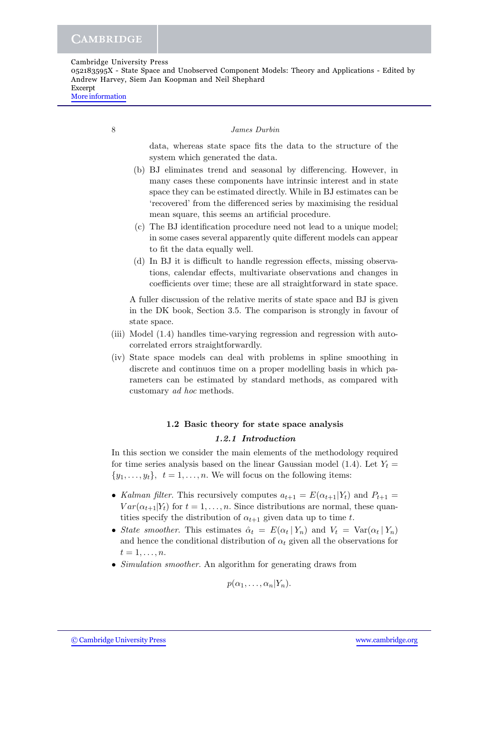data, whereas state space fits the data to the structure of the system which generated the data.

(b) BJ eliminates trend and seasonal by differencing. However, in many cases these components have intrinsic interest and in state space they can be estimated directly. While in BJ estimates can be 'recovered' from the differenced series by maximising the residual mean square, this seems an artificial procedure.

(c) The BJ identification procedure need not lead to a unique model; in some cases several apparently quite different models can appear to fit the data equally well.

(d) In BJ it is difficult to handle regression effects, missing observations, calendar effects, multivariate observations and changes in coefficients over time; these are all straightforward in state space.

A fuller discussion of the relative merits of state space and BJ is given in the DK book, Section 3.5. The comparison is strongly in favour of state space.

(iii) Model (1.4) handles time-varying regression and regression with autocorrelated errors straightforwardly.

(iv) State space models can deal with problems in spline smoothing in discrete and continuos time on a proper modelling basis in which parameters can be estimated by standard methods, as compared with customary *ad hoc* methods.

## 1.2 Basic theory for state space analysis

### 1.2.1 Introduction

In this section we consider the main elements of the methodology required for time series analysis based on the linear Gaussian model (1.4). Let $Y_t = \{y_1, \ldots, y_t\}$, $t = 1, \ldots, n$. We will focus on the following items:

- *Kalman filter*. This recursively computes $a_{t+1} = E(\alpha_{t+1}|Y_t)$ and $P_{t+1} = Var(\alpha_{t+1}|Y_t)$ for $t = 1, \ldots, n$. Since distributions are normal, these quantities specify the distribution of $\alpha_{t+1}$ given data up to time $t$.
- *State smoother*. This estimates $\hat{\alpha}_t = E(\alpha_t \,|\, Y_n)$ and $V_t = \mathrm{Var}(\alpha_t \,|\, Y_n)$ and hence the conditional distribution of $\alpha_t$ given all the observations for $t = 1, \ldots, n$.
- *Simulation smoother*. An algorithm for generating draws from

$$p(\alpha_1, \ldots, \alpha_n | Y_n).$$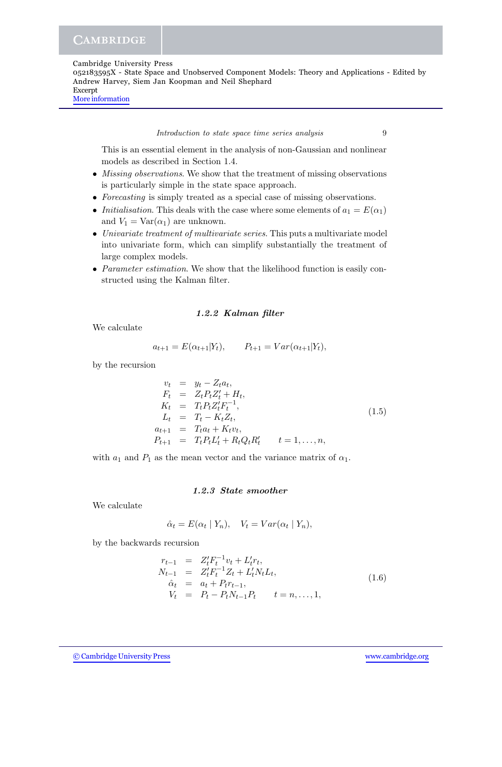This is an essential element in the analysis of non-Gaussian and nonlinear models as described in Section 1.4.

- *Missing observations.* We show that the treatment of missing observations is particularly simple in the state space approach.
- *Forecasting* is simply treated as a special case of missing observations.
- *Initialisation.* This deals with the case where some elements of $a_1 = E(\alpha_1)$ and $V_1 = \text{Var}(\alpha_1)$ are unknown.
- *Univariate treatment of multivariate series.* This puts a multivariate model into univariate form, which can simplify substantially the treatment of large complex models.
- *Parameter estimation.* We show that the likelihood function is easily constructed using the Kalman filter.

### 1.2.2 Kalman filter

We calculate

$$a_{t+1} = E(\alpha_{t+1}|Y_t), \qquad P_{t+1} = Var(\alpha_{t+1}|Y_t),$$

by the recursion

$$\begin{aligned}
v_t &= y_t - Z_t a_t, \\
F_t &= Z_t P_t Z_t' + H_t, \\
K_t &= T_t P_t Z_t' F_t^{-1}, \\
L_t &= T_t - K_t Z_t, \\
a_{t+1} &= T_t a_t + K_t v_t, \\
P_{t+1} &= T_t P_t L_t' + R_t Q_t R_t' \qquad t = 1, \ldots, n,
\end{aligned} \tag{1.5}$$

with $a_1$ and $P_1$ as the mean vector and the variance matrix of $\alpha_1$.

### 1.2.3 State smoother

We calculate

$$\hat{\alpha}_t = E(\alpha_t \mid Y_n), \quad V_t = Var(\alpha_t \mid Y_n),$$

by the backwards recursion

$$\begin{aligned}
r_{t-1} &= Z_t' F_t^{-1} v_t + L_t' r_t, \\
N_{t-1} &= Z_t' F_t^{-1} Z_t + L_t' N_t L_t, \\
\hat{\alpha}_t &= a_t + P_t r_{t-1}, \\
V_t &= P_t - P_t N_{t-1} P_t \qquad t = n, \ldots, 1,
\end{aligned} \tag{1.6}$$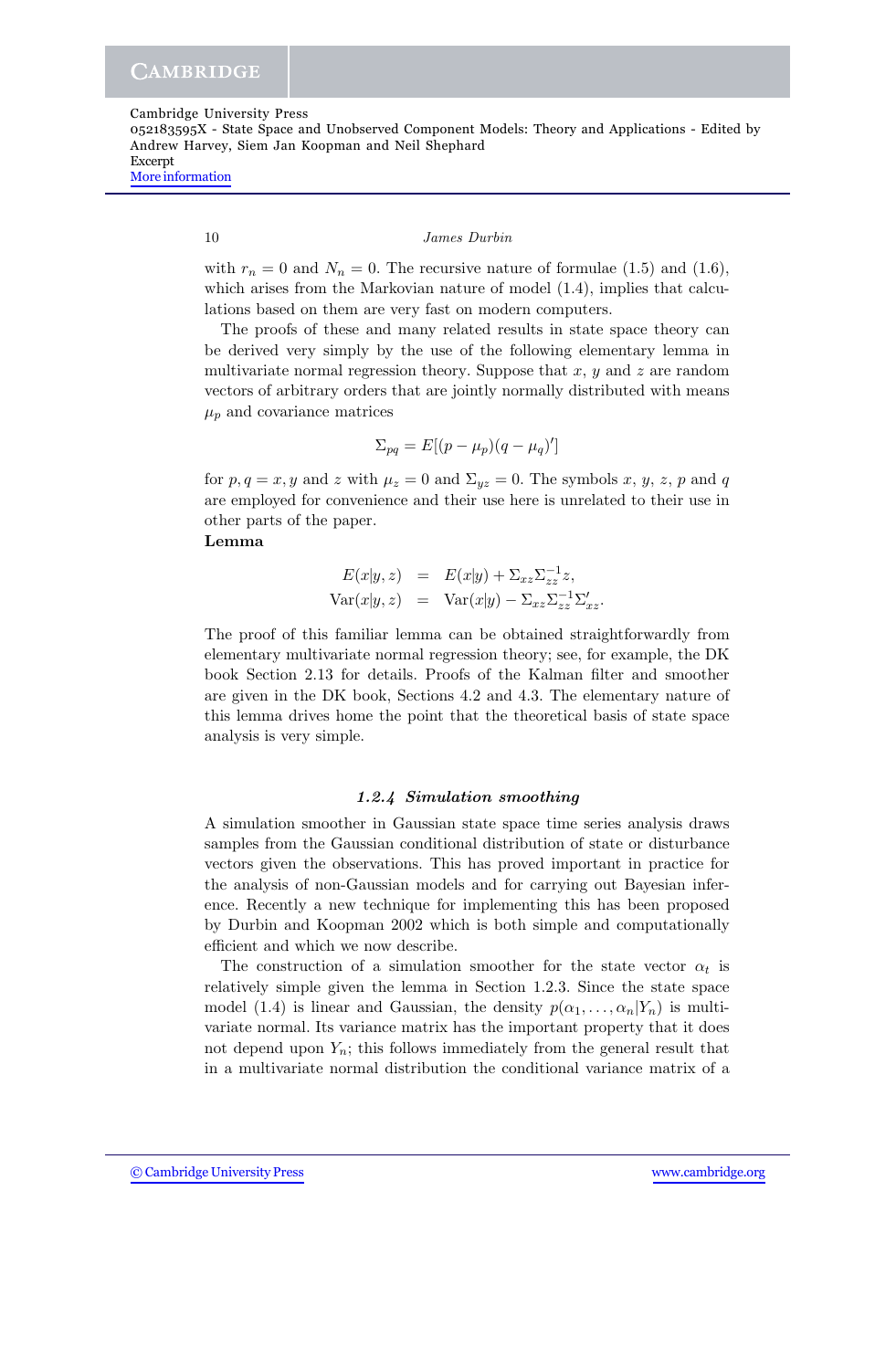with $r_n = 0$ and $N_n = 0$. The recursive nature of formulae (1.5) and (1.6), which arises from the Markovian nature of model (1.4), implies that calculations based on them are very fast on modern computers.

The proofs of these and many related results in state space theory can be derived very simply by the use of the following elementary lemma in multivariate normal regression theory. Suppose that $x$, $y$ and $z$ are random vectors of arbitrary orders that are jointly normally distributed with means $\mu_p$ and covariance matrices

$$\Sigma_{pq} = E[(p - \mu_p)(q - \mu_q)']$$

for $p, q = x, y$ and $z$ with $\mu_z = 0$ and $\Sigma_{yz} = 0$. The symbols $x$, $y$, $z$, $p$ and $q$ are employed for convenience and their use here is unrelated to their use in other parts of the paper.

**Lemma**

$$\begin{aligned} E(x|y, z) &= E(x|y) + \Sigma_{xz}\Sigma_{zz}^{-1}z, \\ \mathrm{Var}(x|y, z) &= \mathrm{Var}(x|y) - \Sigma_{xz}\Sigma_{zz}^{-1}\Sigma_{xz}'. \end{aligned}$$

The proof of this familiar lemma can be obtained straightforwardly from elementary multivariate normal regression theory; see, for example, the DK book Section 2.13 for details. Proofs of the Kalman filter and smoother are given in the DK book, Sections 4.2 and 4.3. The elementary nature of this lemma drives home the point that the theoretical basis of state space analysis is very simple.

### *1.2.4 Simulation smoothing*

A simulation smoother in Gaussian state space time series analysis draws samples from the Gaussian conditional distribution of state or disturbance vectors given the observations. This has proved important in practice for the analysis of non-Gaussian models and for carrying out Bayesian inference. Recently a new technique for implementing this has been proposed by Durbin and Koopman 2002 which is both simple and computationally efficient and which we now describe.

The construction of a simulation smoother for the state vector $\alpha_t$ is relatively simple given the lemma in Section 1.2.3. Since the state space model (1.4) is linear and Gaussian, the density $p(\alpha_1, \ldots, \alpha_n|Y_n)$ is multivariate normal. Its variance matrix has the important property that it does not depend upon $Y_n$; this follows immediately from the general result that in a multivariate normal distribution the conditional variance matrix of a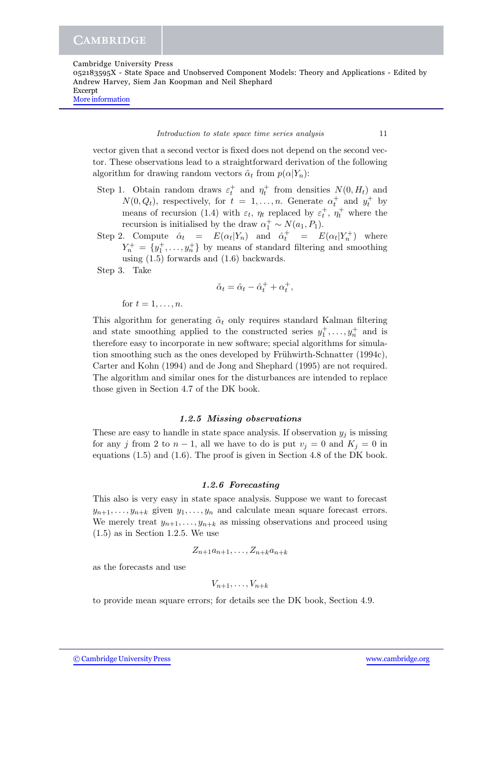vector given that a second vector is fixed does not depend on the second vector. These observations lead to a straightforward derivation of the following algorithm for drawing random vectors $\tilde{\alpha}_t$ from $p(\alpha|Y_n)$:

Step 1. Obtain random draws $\varepsilon_t^+$ and $\eta_t^+$ from densities $N(0, H_t)$ and $N(0, Q_t)$, respectively, for $t = 1, \ldots, n$. Generate $\alpha_t^+$ and $y_t^+$ by means of recursion (1.4) with $\varepsilon_t$, $\eta_t$ replaced by $\varepsilon_t^+$, $\eta_t^+$ where the recursion is initialised by the draw $\alpha_1^+ \sim N(a_1, P_1)$.

Step 2. Compute $\hat{\alpha}_t = E(\alpha_t|Y_n)$ and $\hat{\alpha}_t^+ = E(\alpha_t|Y_n^+)$ where $Y_n^+ = \{y_1^+, \ldots, y_n^+\}$ by means of standard filtering and smoothing using (1.5) forwards and (1.6) backwards.

Step 3. Take

$$\tilde{\alpha}_t = \hat{\alpha}_t - \hat{\alpha}_t^+ + \alpha_t^+,$$

for $t = 1, \ldots, n$.

This algorithm for generating $\tilde{\alpha}_t$ only requires standard Kalman filtering and state smoothing applied to the constructed series $y_1^+, \ldots, y_n^+$ and is therefore easy to incorporate in new software; special algorithms for simulation smoothing such as the ones developed by Frühwirth-Schnatter (1994c), Carter and Kohn (1994) and de Jong and Shephard (1995) are not required. The algorithm and similar ones for the disturbances are intended to replace those given in Section 4.7 of the DK book.

### *1.2.5 Missing observations*

These are easy to handle in state space analysis. If observation $y_j$ is missing for any $j$ from 2 to $n-1$, all we have to do is put $v_j = 0$ and $K_j = 0$ in equations (1.5) and (1.6). The proof is given in Section 4.8 of the DK book.

### *1.2.6 Forecasting*

This also is very easy in state space analysis. Suppose we want to forecast $y_{n+1}, \ldots, y_{n+k}$ given $y_1, \ldots, y_n$ and calculate mean square forecast errors. We merely treat $y_{n+1}, \ldots, y_{n+k}$ as missing observations and proceed using (1.5) as in Section 1.2.5. We use

$$Z_{n+1}a_{n+1}, \ldots, Z_{n+k}a_{n+k}$$

as the forecasts and use

$$V_{n+1}, \ldots, V_{n+k}$$

to provide mean square errors; for details see the DK book, Section 4.9.